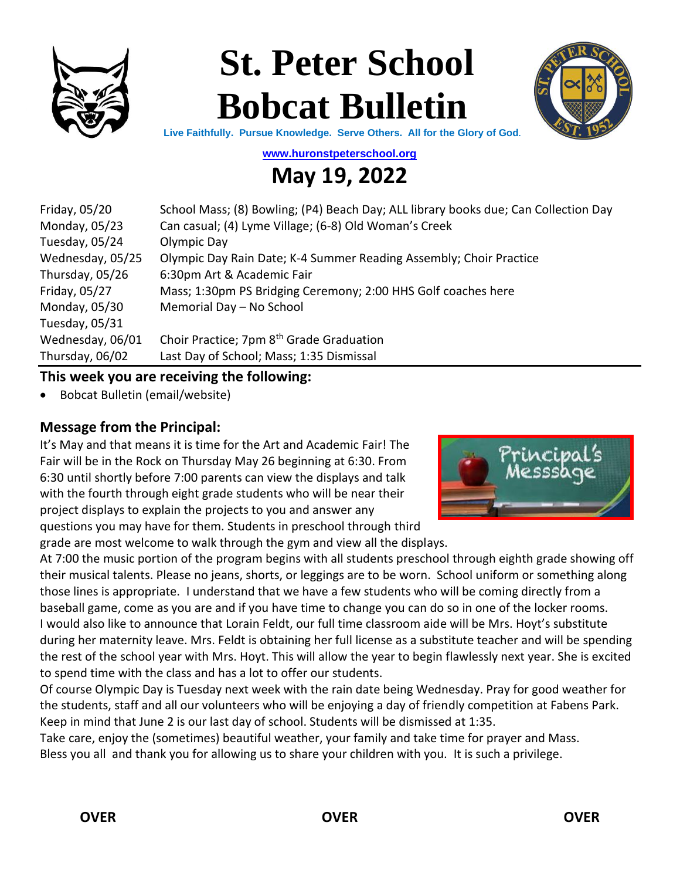# St. Peter School Bobcat Bulletin

**Live Faithfully. Pursue Knowledge. Serve Others. All for the Glory of God.**

**www.huronstpeterschool.org**

## May 19, 2022

| | |
|---|---|
| Friday, 05/20 | School Mass; (8) Bowling; (P4) Beach Day; ALL library books due; Can Collection Day |
| Monday, 05/23 | Can casual; (4) Lyme Village; (6-8) Old Woman's Creek |
| Tuesday, 05/24 | Olympic Day |
| Wednesday, 05/25 | Olympic Day Rain Date; K-4 Summer Reading Assembly; Choir Practice |
| Thursday, 05/26 | 6:30pm Art & Academic Fair |
| Friday, 05/27 | Mass; 1:30pm PS Bridging Ceremony; 2:00 HHS Golf coaches here |
| Monday, 05/30 | Memorial Day – No School |
| Tuesday, 05/31 | |
| Wednesday, 06/01 | Choir Practice; 7pm 8th Grade Graduation |
| Thursday, 06/02 | Last Day of School; Mass; 1:35 Dismissal |

### This week you are receiving the following:

- Bobcat Bulletin (email/website)

### Message from the Principal:

It's May and that means it is time for the Art and Academic Fair! The Fair will be in the Rock on Thursday May 26 beginning at 6:30. From 6:30 until shortly before 7:00 parents can view the displays and talk with the fourth through eight grade students who will be near their project displays to explain the projects to you and answer any questions you may have for them. Students in preschool through third grade are most welcome to walk through the gym and view all the displays.

At 7:00 the music portion of the program begins with all students preschool through eighth grade showing off their musical talents. Please no jeans, shorts, or leggings are to be worn. School uniform or something along those lines is appropriate. I understand that we have a few students who will be coming directly from a baseball game, come as you are and if you have time to change you can do so in one of the locker rooms.

I would also like to announce that Lorain Feldt, our full time classroom aide will be Mrs. Hoyt's substitute during her maternity leave. Mrs. Feldt is obtaining her full license as a substitute teacher and will be spending the rest of the school year with Mrs. Hoyt. This will allow the year to begin flawlessly next year. She is excited to spend time with the class and has a lot to offer our students.

Of course Olympic Day is Tuesday next week with the rain date being Wednesday. Pray for good weather for the students, staff and all our volunteers who will be enjoying a day of friendly competition at Fabens Park.

Keep in mind that June 2 is our last day of school. Students will be dismissed at 1:35.

Take care, enjoy the (sometimes) beautiful weather, your family and take time for prayer and Mass.

Bless you all and thank you for allowing us to share your children with you. It is such a privilege.

**OVER OVER OVER**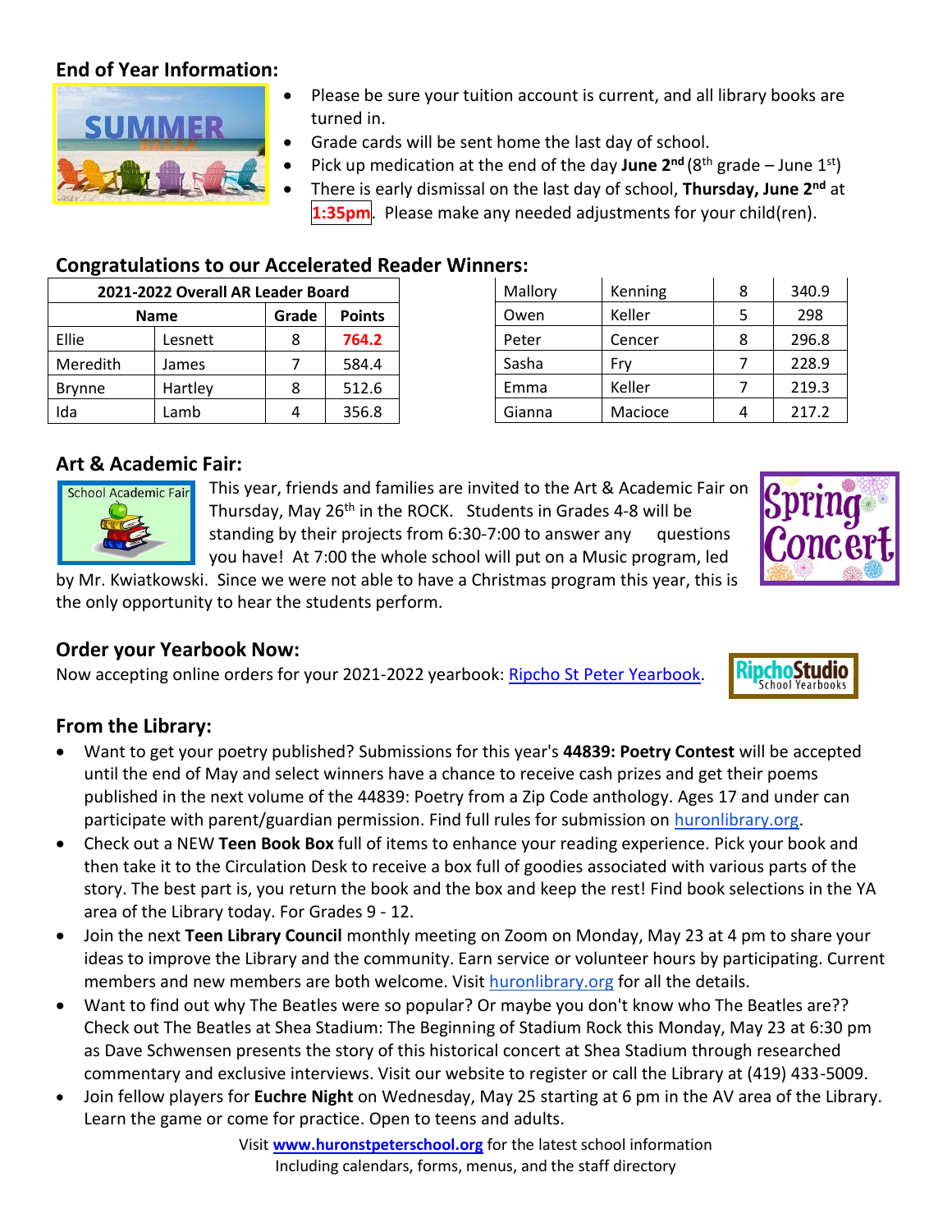## End of Year Information:

- Please be sure your tuition account is current, and all library books are turned in.
- Grade cards will be sent home the last day of school.
- Pick up medication at the end of the day **June 2nd** (8th grade – June 1st)
- There is early dismissal on the last day of school, **Thursday, June 2nd** at **1:35pm**. Please make any needed adjustments for your child(ren).

## Congratulations to our Accelerated Reader Winners:

| 2021-2022 Overall AR Leader Board | | | |
|---|---|---|---|
| Name | | Grade | Points |
| Ellie | Lesnett | 8 | **764.2** |
| Meredith | James | 7 | 584.4 |
| Brynne | Hartley | 8 | 512.6 |
| Ida | Lamb | 4 | 356.8 |
| Mallory | Kenning | 8 | 340.9 |
| Owen | Keller | 5 | 298 |
| Peter | Cencer | 8 | 296.8 |
| Sasha | Fry | 7 | 228.9 |
| Emma | Keller | 7 | 219.3 |
| Gianna | Macioce | 4 | 217.2 |

## Art & Academic Fair:

This year, friends and families are invited to the Art & Academic Fair on Thursday, May 26th in the ROCK. Students in Grades 4-8 will be standing by their projects from 6:30-7:00 to answer any questions you have! At 7:00 the whole school will put on a Music program, led by Mr. Kwiatkowski. Since we were not able to have a Christmas program this year, this is the only opportunity to hear the students perform.

## Order your Yearbook Now:

Now accepting online orders for your 2021-2022 yearbook: [Ripcho St Peter Yearbook](Ripcho St Peter Yearbook).

## From the Library:

- Want to get your poetry published? Submissions for this year's **44839: Poetry Contest** will be accepted until the end of May and select winners have a chance to receive cash prizes and get their poems published in the next volume of the 44839: Poetry from a Zip Code anthology. Ages 17 and under can participate with parent/guardian permission. Find full rules for submission on huronlibrary.org.
- Check out a NEW **Teen Book Box** full of items to enhance your reading experience. Pick your book and then take it to the Circulation Desk to receive a box full of goodies associated with various parts of the story. The best part is, you return the book and the box and keep the rest! Find book selections in the YA area of the Library today. For Grades 9 - 12.
- Join the next **Teen Library Council** monthly meeting on Zoom on Monday, May 23 at 4 pm to share your ideas to improve the Library and the community. Earn service or volunteer hours by participating. Current members and new members are both welcome. Visit huronlibrary.org for all the details.
- Want to find out why The Beatles were so popular? Or maybe you don't know who The Beatles are?? Check out The Beatles at Shea Stadium: The Beginning of Stadium Rock this Monday, May 23 at 6:30 pm as Dave Schwensen presents the story of this historical concert at Shea Stadium through researched commentary and exclusive interviews. Visit our website to register or call the Library at (419) 433-5009.
- Join fellow players for **Euchre Night** on Wednesday, May 25 starting at 6 pm in the AV area of the Library. Learn the game or come for practice. Open to teens and adults.

Visit **www.huronstpeterschool.org** for the latest school information
Including calendars, forms, menus, and the staff directory